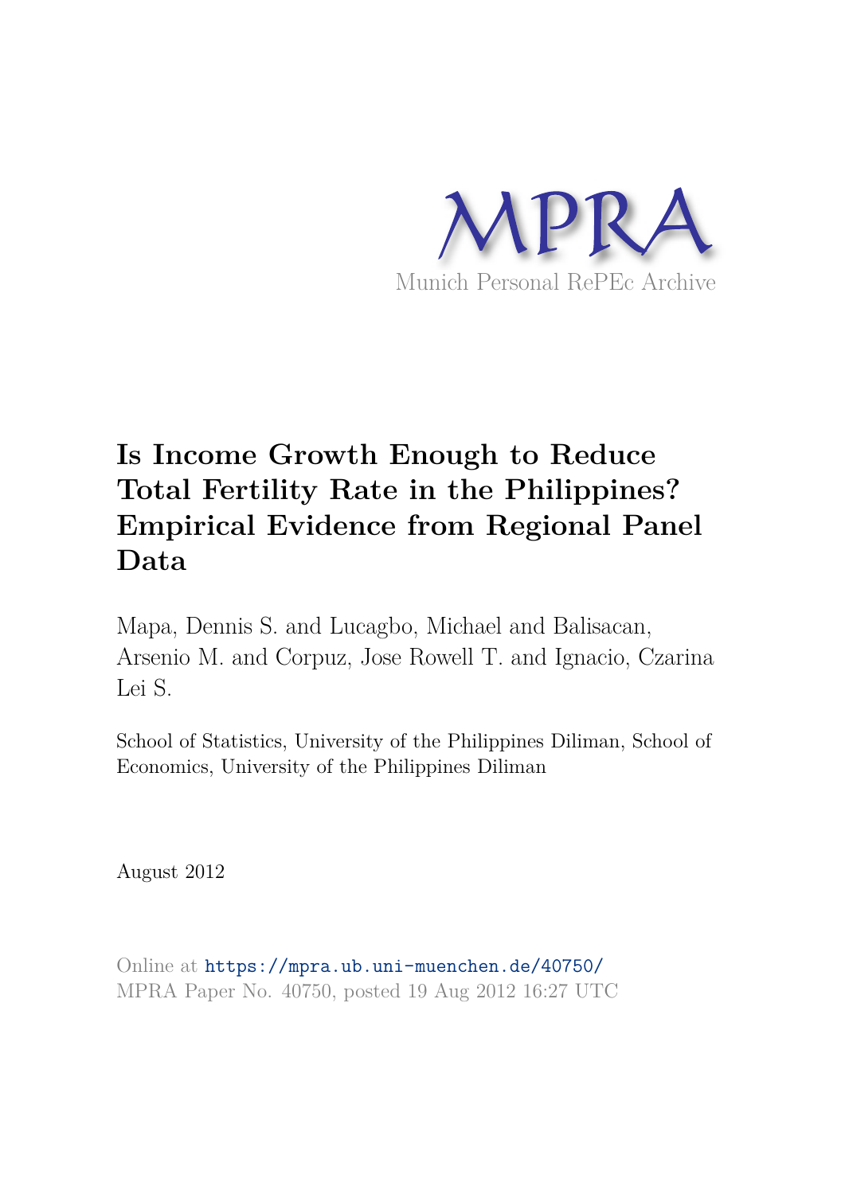MPRA

Munich Personal RePEc Archive

# Is Income Growth Enough to Reduce Total Fertility Rate in the Philippines? Empirical Evidence from Regional Panel Data

Mapa, Dennis S. and Lucagbo, Michael and Balisacan, Arsenio M. and Corpuz, Jose Rowell T. and Ignacio, Czarina Lei S.

School of Statistics, University of the Philippines Diliman, School of Economics, University of the Philippines Diliman

August 2012

Online at https://mpra.ub.uni-muenchen.de/40750/
MPRA Paper No. 40750, posted 19 Aug 2012 16:27 UTC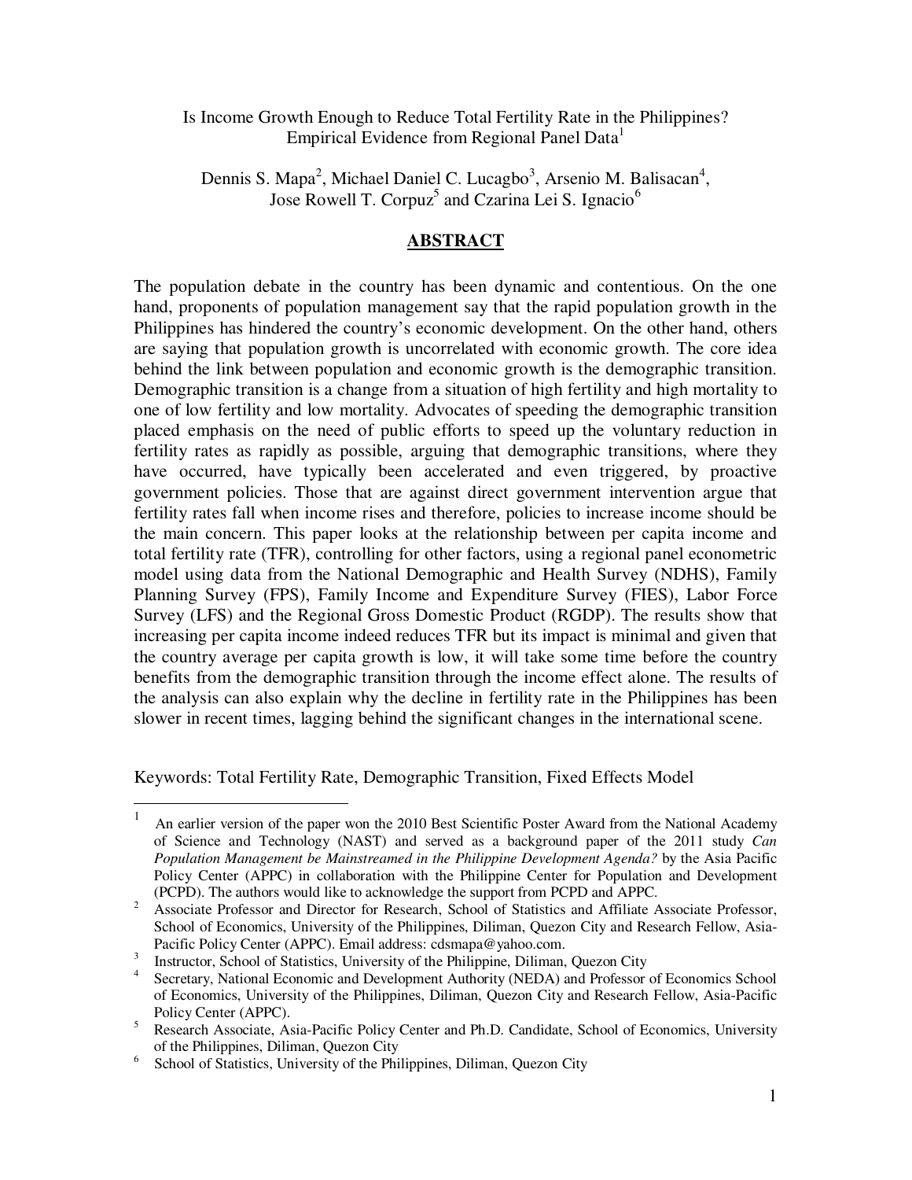Is Income Growth Enough to Reduce Total Fertility Rate in the Philippines? Empirical Evidence from Regional Panel Data[1]

Dennis S. Mapa[2], Michael Daniel C. Lucagbo[3], Arsenio M. Balisacan[4], Jose Rowell T. Corpuz[5] and Czarina Lei S. Ignacio[6]

## ABSTRACT

The population debate in the country has been dynamic and contentious. On the one hand, proponents of population management say that the rapid population growth in the Philippines has hindered the country's economic development. On the other hand, others are saying that population growth is uncorrelated with economic growth. The core idea behind the link between population and economic growth is the demographic transition. Demographic transition is a change from a situation of high fertility and high mortality to one of low fertility and low mortality. Advocates of speeding the demographic transition placed emphasis on the need of public efforts to speed up the voluntary reduction in fertility rates as rapidly as possible, arguing that demographic transitions, where they have occurred, have typically been accelerated and even triggered, by proactive government policies. Those that are against direct government intervention argue that fertility rates fall when income rises and therefore, policies to increase income should be the main concern. This paper looks at the relationship between per capita income and total fertility rate (TFR), controlling for other factors, using a regional panel econometric model using data from the National Demographic and Health Survey (NDHS), Family Planning Survey (FPS), Family Income and Expenditure Survey (FIES), Labor Force Survey (LFS) and the Regional Gross Domestic Product (RGDP). The results show that increasing per capita income indeed reduces TFR but its impact is minimal and given that the country average per capita growth is low, it will take some time before the country benefits from the demographic transition through the income effect alone. The results of the analysis can also explain why the decline in fertility rate in the Philippines has been slower in recent times, lagging behind the significant changes in the international scene.

Keywords: Total Fertility Rate, Demographic Transition, Fixed Effects Model

---

[1] An earlier version of the paper won the 2010 Best Scientific Poster Award from the National Academy of Science and Technology (NAST) and served as a background paper of the 2011 study *Can Population Management be Mainstreamed in the Philippine Development Agenda?* by the Asia Pacific Policy Center (APPC) in collaboration with the Philippine Center for Population and Development (PCPD). The authors would like to acknowledge the support from PCPD and APPC.

[2] Associate Professor and Director for Research, School of Statistics and Affiliate Associate Professor, School of Economics, University of the Philippines, Diliman, Quezon City and Research Fellow, Asia-Pacific Policy Center (APPC). Email address: cdsmapa@yahoo.com.

[3] Instructor, School of Statistics, University of the Philippine, Diliman, Quezon City

[4] Secretary, National Economic and Development Authority (NEDA) and Professor of Economics School of Economics, University of the Philippines, Diliman, Quezon City and Research Fellow, Asia-Pacific Policy Center (APPC).

[5] Research Associate, Asia-Pacific Policy Center and Ph.D. Candidate, School of Economics, University of the Philippines, Diliman, Quezon City

[6] School of Statistics, University of the Philippines, Diliman, Quezon City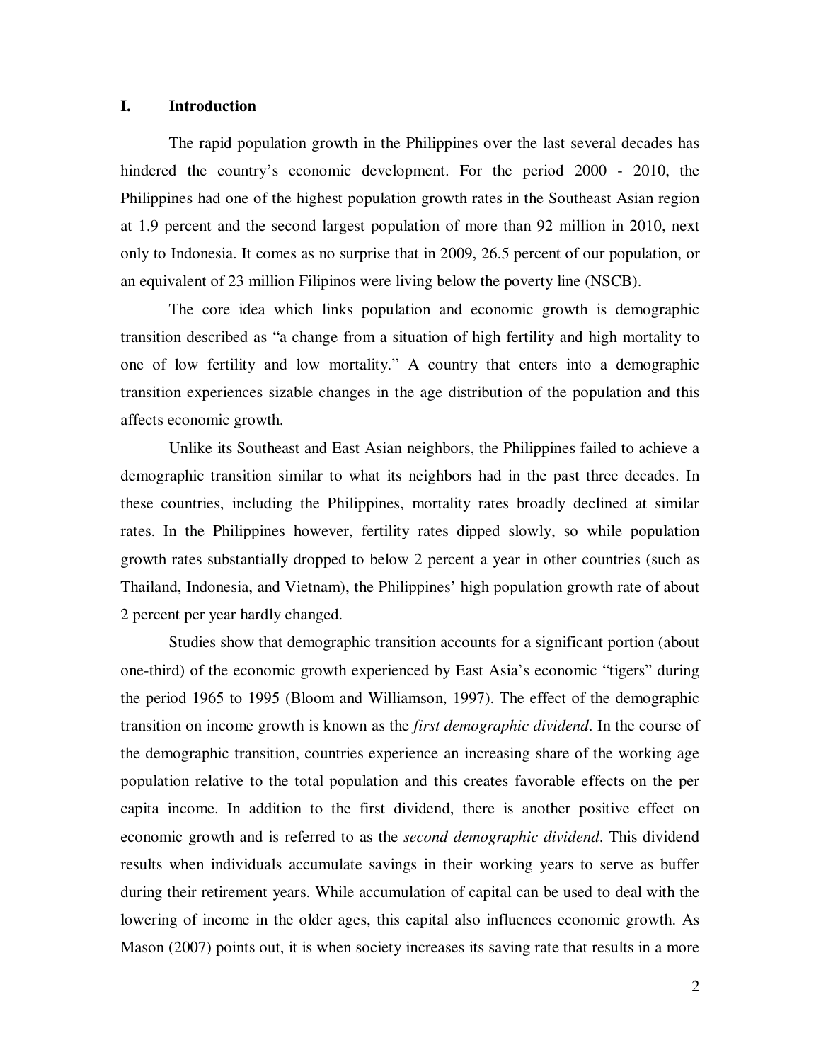## I. Introduction

The rapid population growth in the Philippines over the last several decades has hindered the country's economic development. For the period 2000 - 2010, the Philippines had one of the highest population growth rates in the Southeast Asian region at 1.9 percent and the second largest population of more than 92 million in 2010, next only to Indonesia. It comes as no surprise that in 2009, 26.5 percent of our population, or an equivalent of 23 million Filipinos were living below the poverty line (NSCB).

The core idea which links population and economic growth is demographic transition described as "a change from a situation of high fertility and high mortality to one of low fertility and low mortality." A country that enters into a demographic transition experiences sizable changes in the age distribution of the population and this affects economic growth.

Unlike its Southeast and East Asian neighbors, the Philippines failed to achieve a demographic transition similar to what its neighbors had in the past three decades. In these countries, including the Philippines, mortality rates broadly declined at similar rates. In the Philippines however, fertility rates dipped slowly, so while population growth rates substantially dropped to below 2 percent a year in other countries (such as Thailand, Indonesia, and Vietnam), the Philippines' high population growth rate of about 2 percent per year hardly changed.

Studies show that demographic transition accounts for a significant portion (about one-third) of the economic growth experienced by East Asia's economic "tigers" during the period 1965 to 1995 (Bloom and Williamson, 1997). The effect of the demographic transition on income growth is known as the *first demographic dividend*. In the course of the demographic transition, countries experience an increasing share of the working age population relative to the total population and this creates favorable effects on the per capita income. In addition to the first dividend, there is another positive effect on economic growth and is referred to as the *second demographic dividend*. This dividend results when individuals accumulate savings in their working years to serve as buffer during their retirement years. While accumulation of capital can be used to deal with the lowering of income in the older ages, this capital also influences economic growth. As Mason (2007) points out, it is when society increases its saving rate that results in a more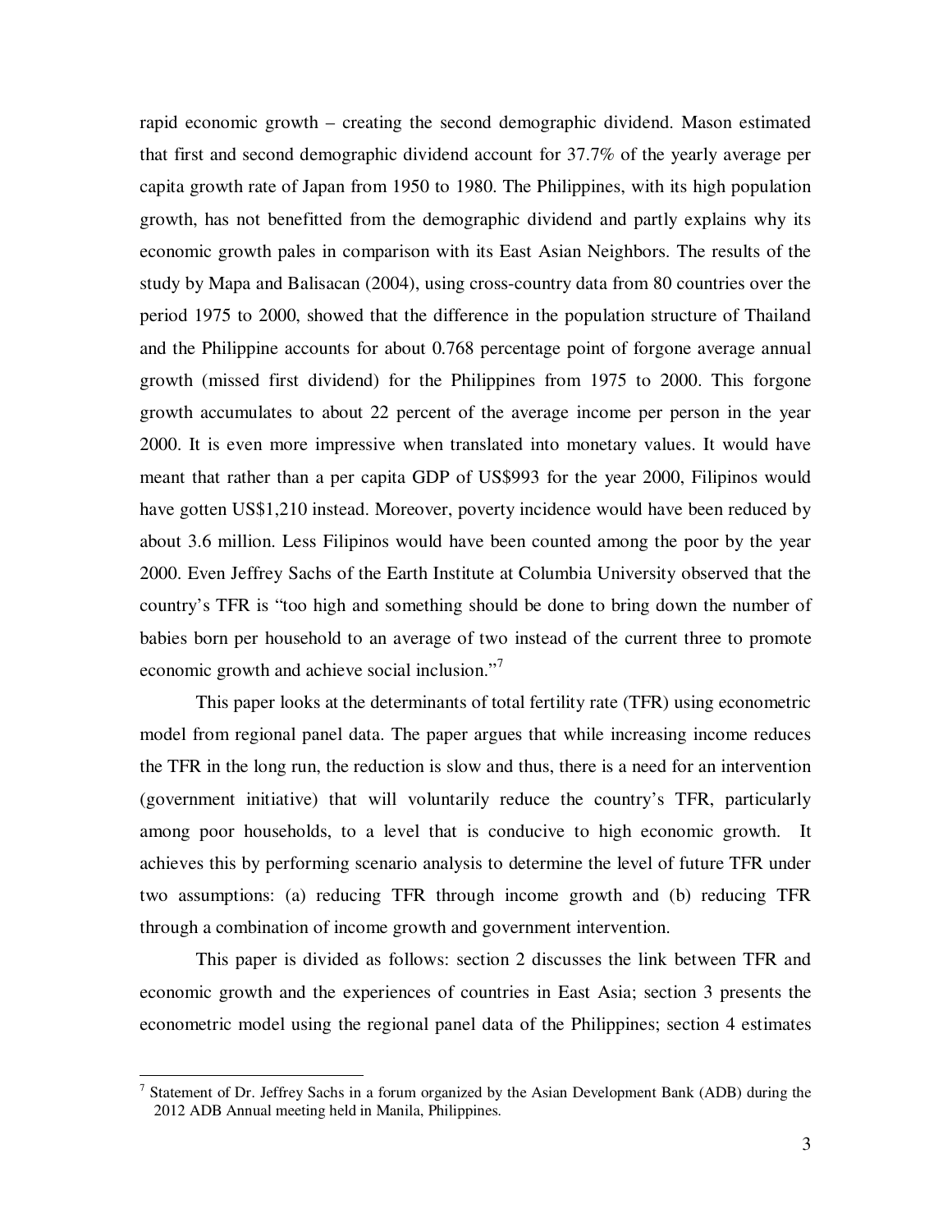rapid economic growth – creating the second demographic dividend. Mason estimated that first and second demographic dividend account for 37.7% of the yearly average per capita growth rate of Japan from 1950 to 1980. The Philippines, with its high population growth, has not benefitted from the demographic dividend and partly explains why its economic growth pales in comparison with its East Asian Neighbors. The results of the study by Mapa and Balisacan (2004), using cross-country data from 80 countries over the period 1975 to 2000, showed that the difference in the population structure of Thailand and the Philippine accounts for about 0.768 percentage point of forgone average annual growth (missed first dividend) for the Philippines from 1975 to 2000. This forgone growth accumulates to about 22 percent of the average income per person in the year 2000. It is even more impressive when translated into monetary values. It would have meant that rather than a per capita GDP of US$993 for the year 2000, Filipinos would have gotten US$1,210 instead. Moreover, poverty incidence would have been reduced by about 3.6 million. Less Filipinos would have been counted among the poor by the year 2000. Even Jeffrey Sachs of the Earth Institute at Columbia University observed that the country's TFR is "too high and something should be done to bring down the number of babies born per household to an average of two instead of the current three to promote economic growth and achieve social inclusion."[7]

This paper looks at the determinants of total fertility rate (TFR) using econometric model from regional panel data. The paper argues that while increasing income reduces the TFR in the long run, the reduction is slow and thus, there is a need for an intervention (government initiative) that will voluntarily reduce the country's TFR, particularly among poor households, to a level that is conducive to high economic growth. It achieves this by performing scenario analysis to determine the level of future TFR under two assumptions: (a) reducing TFR through income growth and (b) reducing TFR through a combination of income growth and government intervention.

This paper is divided as follows: section 2 discusses the link between TFR and economic growth and the experiences of countries in East Asia; section 3 presents the econometric model using the regional panel data of the Philippines; section 4 estimates

[7] Statement of Dr. Jeffrey Sachs in a forum organized by the Asian Development Bank (ADB) during the 2012 ADB Annual meeting held in Manila, Philippines.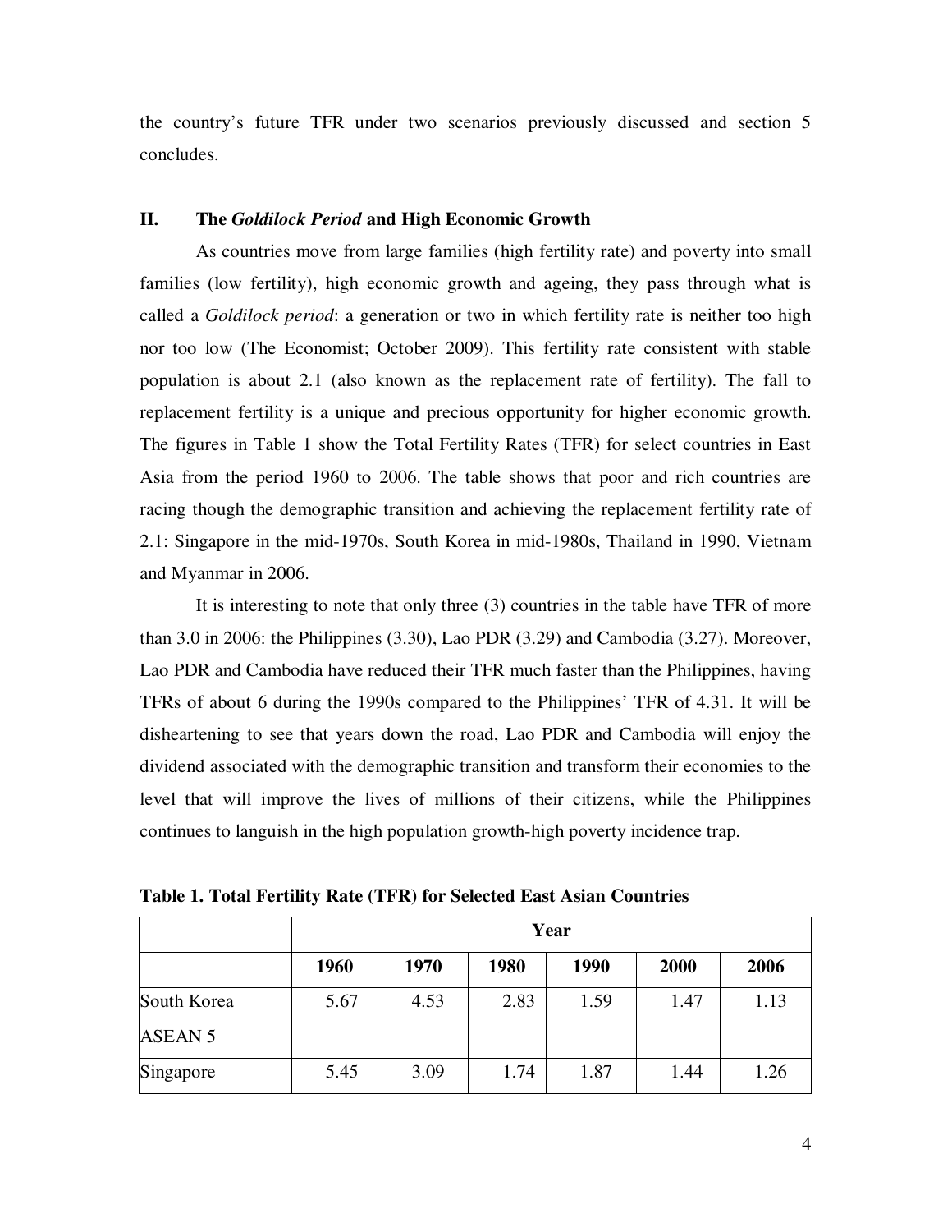the country's future TFR under two scenarios previously discussed and section 5 concludes.

## II. The *Goldilock Period* and High Economic Growth

As countries move from large families (high fertility rate) and poverty into small families (low fertility), high economic growth and ageing, they pass through what is called a *Goldilock period*: a generation or two in which fertility rate is neither too high nor too low (The Economist; October 2009). This fertility rate consistent with stable population is about 2.1 (also known as the replacement rate of fertility). The fall to replacement fertility is a unique and precious opportunity for higher economic growth. The figures in Table 1 show the Total Fertility Rates (TFR) for select countries in East Asia from the period 1960 to 2006. The table shows that poor and rich countries are racing though the demographic transition and achieving the replacement fertility rate of 2.1: Singapore in the mid-1970s, South Korea in mid-1980s, Thailand in 1990, Vietnam and Myanmar in 2006.

It is interesting to note that only three (3) countries in the table have TFR of more than 3.0 in 2006: the Philippines (3.30), Lao PDR (3.29) and Cambodia (3.27). Moreover, Lao PDR and Cambodia have reduced their TFR much faster than the Philippines, having TFRs of about 6 during the 1990s compared to the Philippines' TFR of 4.31. It will be disheartening to see that years down the road, Lao PDR and Cambodia will enjoy the dividend associated with the demographic transition and transform their economies to the level that will improve the lives of millions of their citizens, while the Philippines continues to languish in the high population growth-high poverty incidence trap.

**Table 1. Total Fertility Rate (TFR) for Selected East Asian Countries**

| | Year | | | | | |
|---|---|---|---|---|---|---|
| | **1960** | **1970** | **1980** | **1990** | **2000** | **2006** |
| South Korea | 5.67 | 4.53 | 2.83 | 1.59 | 1.47 | 1.13 |
| ASEAN 5 | | | | | | |
| Singapore | 5.45 | 3.09 | 1.74 | 1.87 | 1.44 | 1.26 |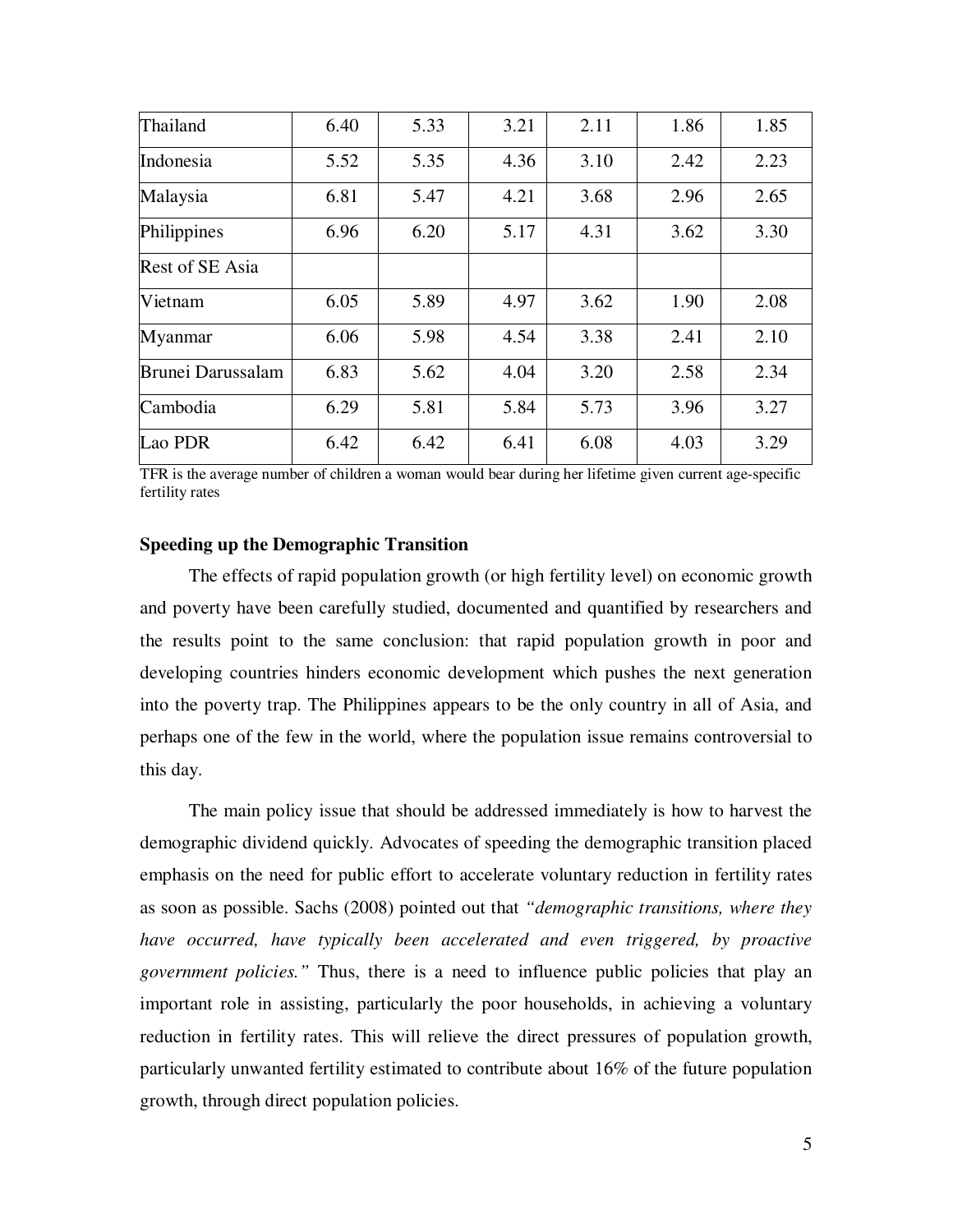| Thailand | 6.40 | 5.33 | 3.21 | 2.11 | 1.86 | 1.85 |
|---|---|---|---|---|---|---|
| Indonesia | 5.52 | 5.35 | 4.36 | 3.10 | 2.42 | 2.23 |
| Malaysia | 6.81 | 5.47 | 4.21 | 3.68 | 2.96 | 2.65 |
| Philippines | 6.96 | 6.20 | 5.17 | 4.31 | 3.62 | 3.30 |
| Rest of SE Asia | | | | | | |
| Vietnam | 6.05 | 5.89 | 4.97 | 3.62 | 1.90 | 2.08 |
| Myanmar | 6.06 | 5.98 | 4.54 | 3.38 | 2.41 | 2.10 |
| Brunei Darussalam | 6.83 | 5.62 | 4.04 | 3.20 | 2.58 | 2.34 |
| Cambodia | 6.29 | 5.81 | 5.84 | 5.73 | 3.96 | 3.27 |
| Lao PDR | 6.42 | 6.42 | 6.41 | 6.08 | 4.03 | 3.29 |

TFR is the average number of children a woman would bear during her lifetime given current age-specific fertility rates

**Speeding up the Demographic Transition**

The effects of rapid population growth (or high fertility level) on economic growth and poverty have been carefully studied, documented and quantified by researchers and the results point to the same conclusion: that rapid population growth in poor and developing countries hinders economic development which pushes the next generation into the poverty trap. The Philippines appears to be the only country in all of Asia, and perhaps one of the few in the world, where the population issue remains controversial to this day.

The main policy issue that should be addressed immediately is how to harvest the demographic dividend quickly. Advocates of speeding the demographic transition placed emphasis on the need for public effort to accelerate voluntary reduction in fertility rates as soon as possible. Sachs (2008) pointed out that *"demographic transitions, where they have occurred, have typically been accelerated and even triggered, by proactive government policies."* Thus, there is a need to influence public policies that play an important role in assisting, particularly the poor households, in achieving a voluntary reduction in fertility rates. This will relieve the direct pressures of population growth, particularly unwanted fertility estimated to contribute about 16% of the future population growth, through direct population policies.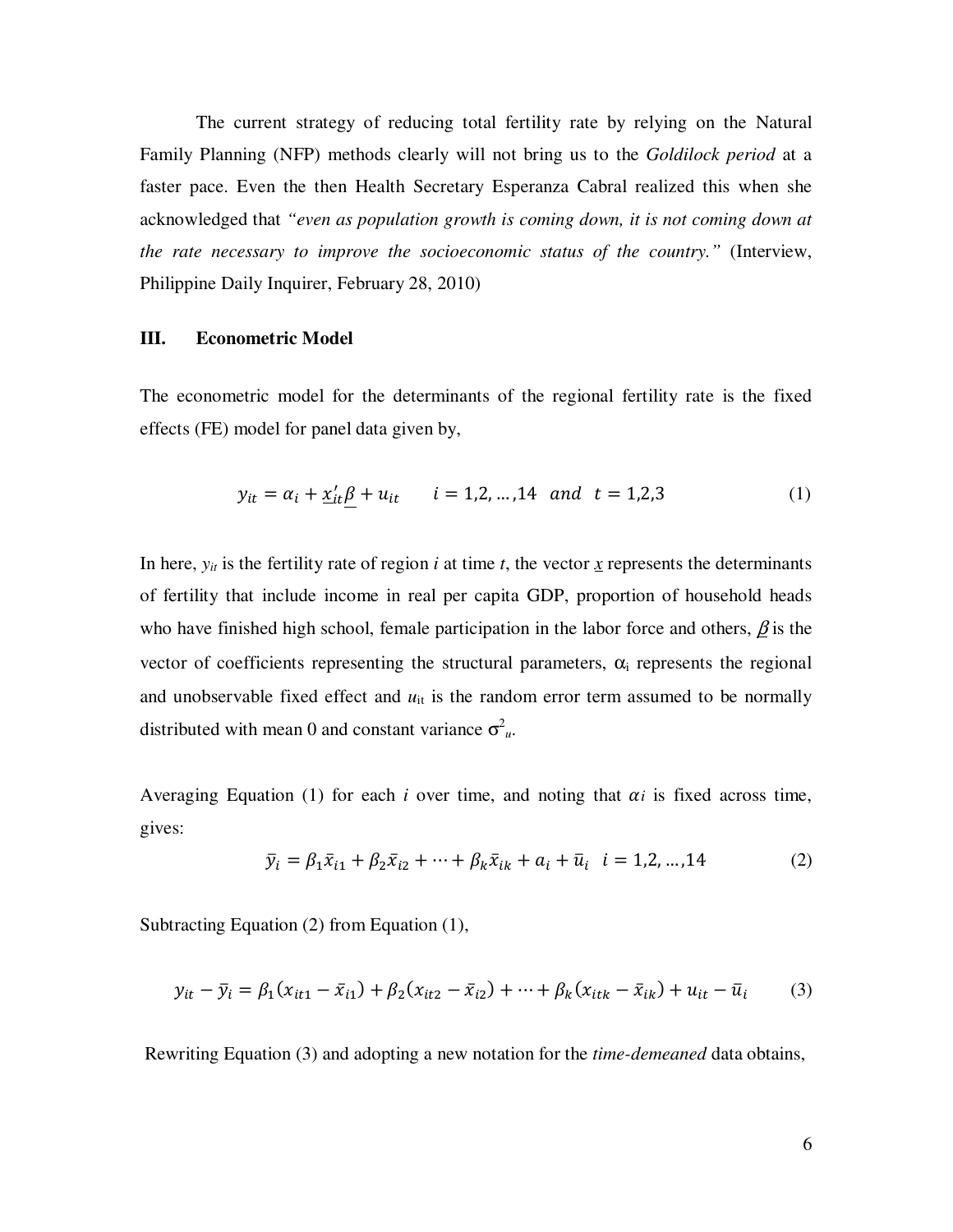The current strategy of reducing total fertility rate by relying on the Natural Family Planning (NFP) methods clearly will not bring us to the *Goldilock period* at a faster pace. Even the then Health Secretary Esperanza Cabral realized this when she acknowledged that *"even as population growth is coming down, it is not coming down at the rate necessary to improve the socioeconomic status of the country."* (Interview, Philippine Daily Inquirer, February 28, 2010)

## III. Econometric Model

The econometric model for the determinants of the regional fertility rate is the fixed effects (FE) model for panel data given by,

$$y_{it} = \alpha_i + \underline{x}_{it}'\underline{\beta} + u_{it} \qquad i = 1,2,\ldots,14 \;\; and \;\; t = 1,2,3 \tag{1}$$

In here, $y_{it}$ is the fertility rate of region $i$ at time $t$, the vector $\underline{x}$ represents the determinants of fertility that include income in real per capita GDP, proportion of household heads who have finished high school, female participation in the labor force and others, $\underline{\beta}$ is the vector of coefficients representing the structural parameters, $\alpha_i$ represents the regional and unobservable fixed effect and $u_{it}$ is the random error term assumed to be normally distributed with mean 0 and constant variance $\sigma^2_u$.

Averaging Equation (1) for each $i$ over time, and noting that $\alpha i$ is fixed across time, gives:

$$\bar{y}_i = \beta_1\bar{x}_{i1} + \beta_2\bar{x}_{i2} + \cdots + \beta_k\bar{x}_{ik} + a_i + \bar{u}_i \quad i = 1,2,\ldots,14 \tag{2}$$

Subtracting Equation (2) from Equation (1),

$$y_{it} - \bar{y}_i = \beta_1(x_{it1} - \bar{x}_{i1}) + \beta_2(x_{it2} - \bar{x}_{i2}) + \cdots + \beta_k(x_{itk} - \bar{x}_{ik}) + u_{it} - \bar{u}_i \tag{3}$$

Rewriting Equation (3) and adopting a new notation for the *time-demeaned* data obtains,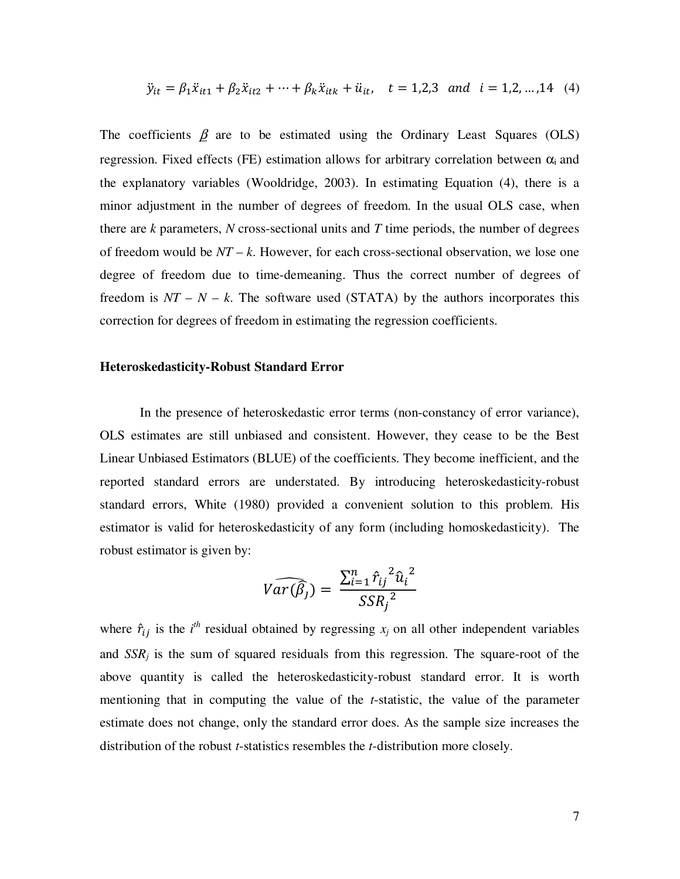$$\ddot{y}_{it} = \beta_1 \ddot{x}_{it1} + \beta_2 \ddot{x}_{it2} + \cdots + \beta_k \ddot{x}_{itk} + \ddot{u}_{it}, \quad t = 1,2,3 \quad and \quad i = 1,2,\ldots,14 \quad (4)$$

The coefficients $\underline{\beta}$ are to be estimated using the Ordinary Least Squares (OLS) regression. Fixed effects (FE) estimation allows for arbitrary correlation between $\alpha_i$ and the explanatory variables (Wooldridge, 2003). In estimating Equation (4), there is a minor adjustment in the number of degrees of freedom. In the usual OLS case, when there are *k* parameters, *N* cross-sectional units and *T* time periods, the number of degrees of freedom would be $NT - k$. However, for each cross-sectional observation, we lose one degree of freedom due to time-demeaning. Thus the correct number of degrees of freedom is $NT - N - k$. The software used (STATA) by the authors incorporates this correction for degrees of freedom in estimating the regression coefficients.

**Heteroskedasticity-Robust Standard Error**

In the presence of heteroskedastic error terms (non-constancy of error variance), OLS estimates are still unbiased and consistent. However, they cease to be the Best Linear Unbiased Estimators (BLUE) of the coefficients. They become inefficient, and the reported standard errors are understated. By introducing heteroskedasticity-robust standard errors, White (1980) provided a convenient solution to this problem. His estimator is valid for heteroskedasticity of any form (including homoskedasticity). The robust estimator is given by:

$$\widehat{Var(\hat{\beta}_J)} = \frac{\sum_{i=1}^{n} \hat{r}_{ij}^{\,2} \hat{u}_i^{\,2}}{SSR_j^{\,2}}$$

where $\hat{r}_{ij}$ is the $i^{th}$ residual obtained by regressing $x_j$ on all other independent variables and $SSR_j$ is the sum of squared residuals from this regression. The square-root of the above quantity is called the heteroskedasticity-robust standard error. It is worth mentioning that in computing the value of the *t*-statistic, the value of the parameter estimate does not change, only the standard error does. As the sample size increases the distribution of the robust *t*-statistics resembles the *t*-distribution more closely.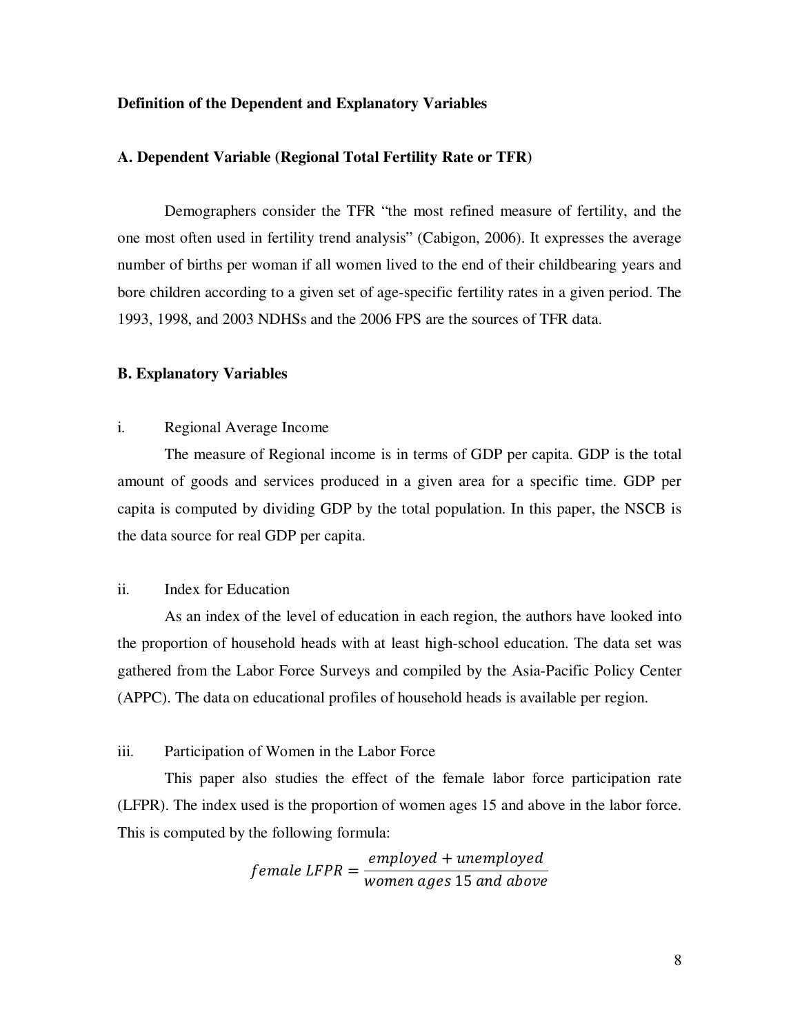**Definition of the Dependent and Explanatory Variables**

**A. Dependent Variable (Regional Total Fertility Rate or TFR)**

Demographers consider the TFR "the most refined measure of fertility, and the one most often used in fertility trend analysis" (Cabigon, 2006). It expresses the average number of births per woman if all women lived to the end of their childbearing years and bore children according to a given set of age-specific fertility rates in a given period. The 1993, 1998, and 2003 NDHSs and the 2006 FPS are the sources of TFR data.

**B. Explanatory Variables**

i. Regional Average Income

The measure of Regional income is in terms of GDP per capita. GDP is the total amount of goods and services produced in a given area for a specific time. GDP per capita is computed by dividing GDP by the total population. In this paper, the NSCB is the data source for real GDP per capita.

ii. Index for Education

As an index of the level of education in each region, the authors have looked into the proportion of household heads with at least high-school education. The data set was gathered from the Labor Force Surveys and compiled by the Asia-Pacific Policy Center (APPC). The data on educational profiles of household heads is available per region.

iii. Participation of Women in the Labor Force

This paper also studies the effect of the female labor force participation rate (LFPR). The index used is the proportion of women ages 15 and above in the labor force. This is computed by the following formula:

$$female\ LFPR = \frac{employed + unemployed}{women\ ages\ 15\ and\ above}$$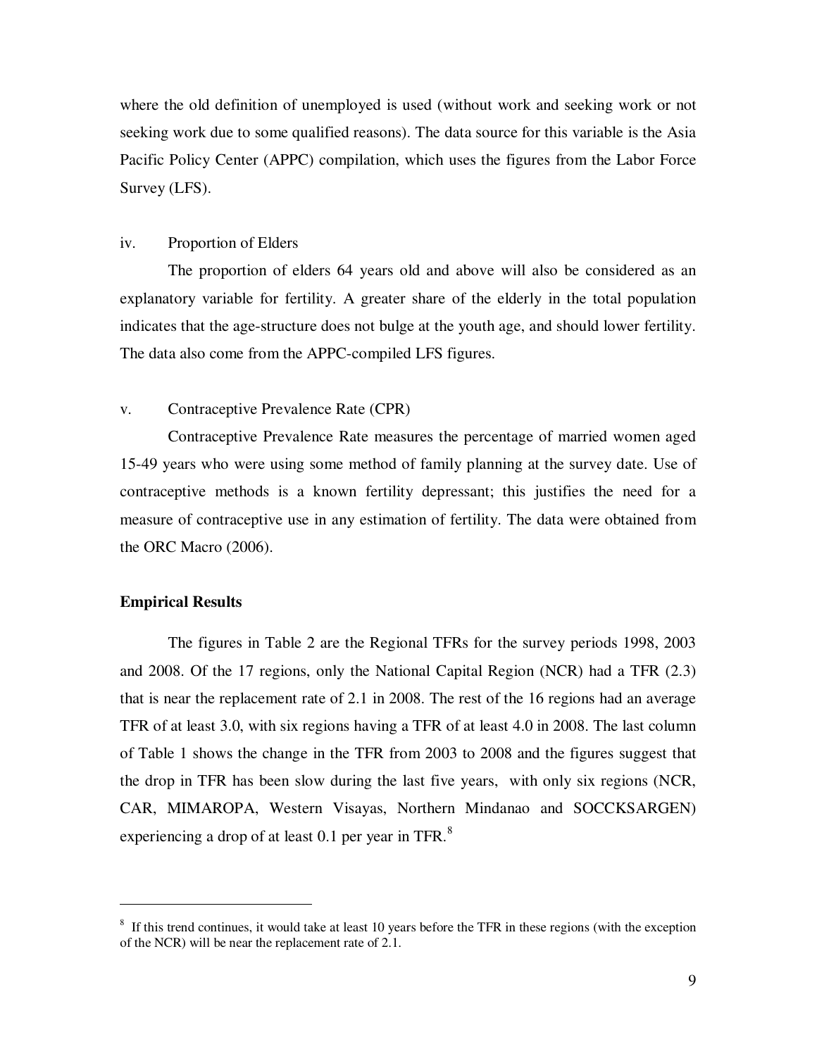where the old definition of unemployed is used (without work and seeking work or not seeking work due to some qualified reasons). The data source for this variable is the Asia Pacific Policy Center (APPC) compilation, which uses the figures from the Labor Force Survey (LFS).

iv. Proportion of Elders

The proportion of elders 64 years old and above will also be considered as an explanatory variable for fertility. A greater share of the elderly in the total population indicates that the age-structure does not bulge at the youth age, and should lower fertility. The data also come from the APPC-compiled LFS figures.

v. Contraceptive Prevalence Rate (CPR)

Contraceptive Prevalence Rate measures the percentage of married women aged 15-49 years who were using some method of family planning at the survey date. Use of contraceptive methods is a known fertility depressant; this justifies the need for a measure of contraceptive use in any estimation of fertility. The data were obtained from the ORC Macro (2006).

**Empirical Results**

The figures in Table 2 are the Regional TFRs for the survey periods 1998, 2003 and 2008. Of the 17 regions, only the National Capital Region (NCR) had a TFR (2.3) that is near the replacement rate of 2.1 in 2008. The rest of the 16 regions had an average TFR of at least 3.0, with six regions having a TFR of at least 4.0 in 2008. The last column of Table 1 shows the change in the TFR from 2003 to 2008 and the figures suggest that the drop in TFR has been slow during the last five years, with only six regions (NCR, CAR, MIMAROPA, Western Visayas, Northern Mindanao and SOCCKSARGEN) experiencing a drop of at least 0.1 per year in TFR.[8]

---

[8] If this trend continues, it would take at least 10 years before the TFR in these regions (with the exception of the NCR) will be near the replacement rate of 2.1.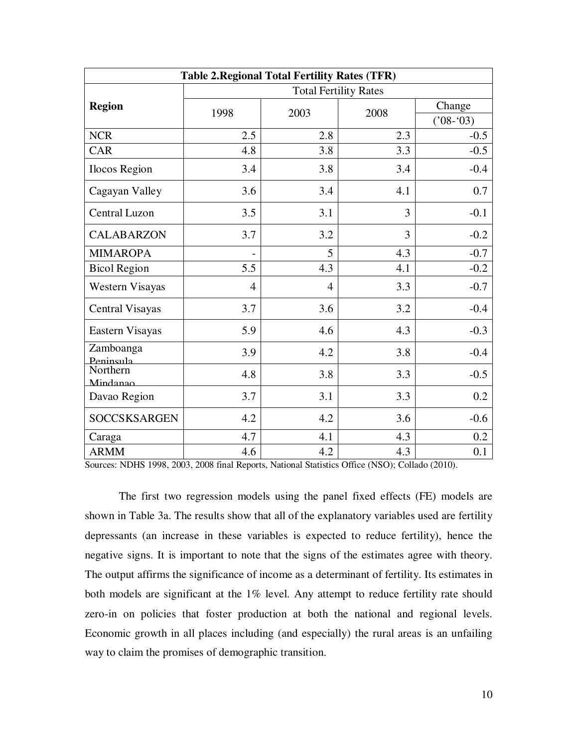**Table 2.Regional Total Fertility Rates (TFR)**

| Region | Total Fertility Rates | | | |
|---|---|---|---|---|
| | 1998 | 2003 | 2008 | Change ('08-'03) |
| NCR | 2.5 | 2.8 | 2.3 | -0.5 |
| CAR | 4.8 | 3.8 | 3.3 | -0.5 |
| Ilocos Region | 3.4 | 3.8 | 3.4 | -0.4 |
| Cagayan Valley | 3.6 | 3.4 | 4.1 | 0.7 |
| Central Luzon | 3.5 | 3.1 | 3 | -0.1 |
| CALABARZON | 3.7 | 3.2 | 3 | -0.2 |
| MIMAROPA | - | 5 | 4.3 | -0.7 |
| Bicol Region | 5.5 | 4.3 | 4.1 | -0.2 |
| Western Visayas | 4 | 4 | 3.3 | -0.7 |
| Central Visayas | 3.7 | 3.6 | 3.2 | -0.4 |
| Eastern Visayas | 5.9 | 4.6 | 4.3 | -0.3 |
| Zamboanga Peninsula | 3.9 | 4.2 | 3.8 | -0.4 |
| Northern Mindanao | 4.8 | 3.8 | 3.3 | -0.5 |
| Davao Region | 3.7 | 3.1 | 3.3 | 0.2 |
| SOCCSKSARGEN | 4.2 | 4.2 | 3.6 | -0.6 |
| Caraga | 4.7 | 4.1 | 4.3 | 0.2 |
| ARMM | 4.6 | 4.2 | 4.3 | 0.1 |

Sources: NDHS 1998, 2003, 2008 final Reports, National Statistics Office (NSO); Collado (2010).

The first two regression models using the panel fixed effects (FE) models are shown in Table 3a. The results show that all of the explanatory variables used are fertility depressants (an increase in these variables is expected to reduce fertility), hence the negative signs. It is important to note that the signs of the estimates agree with theory. The output affirms the significance of income as a determinant of fertility. Its estimates in both models are significant at the 1% level. Any attempt to reduce fertility rate should zero-in on policies that foster production at both the national and regional levels. Economic growth in all places including (and especially) the rural areas is an unfailing way to claim the promises of demographic transition.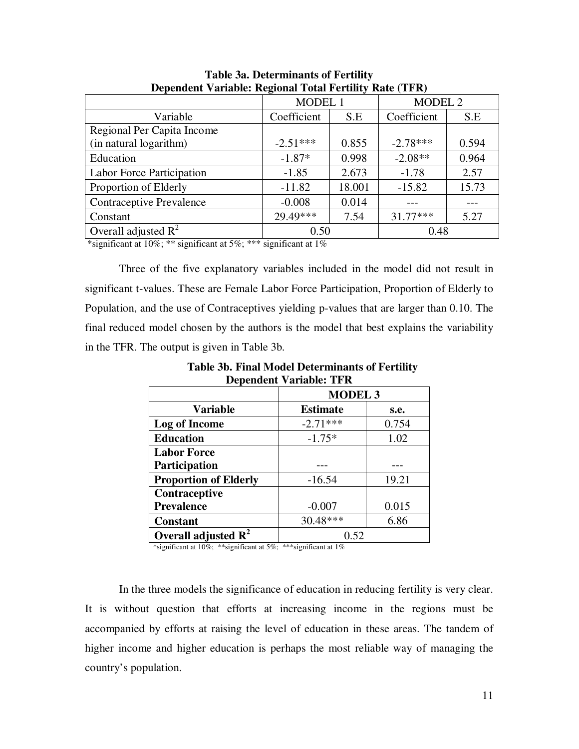**Table 3a. Determinants of Fertility**
**Dependent Variable: Regional Total Fertility Rate (TFR)**

| | MODEL 1 | | MODEL 2 | |
|---|---|---|---|---|
| Variable | Coefficient | S.E | Coefficient | S.E |
| Regional Per Capita Income (in natural logarithm) | -2.51*** | 0.855 | -2.78*** | 0.594 |
| Education | -1.87* | 0.998 | -2.08** | 0.964 |
| Labor Force Participation | -1.85 | 2.673 | -1.78 | 2.57 |
| Proportion of Elderly | -11.82 | 18.001 | -15.82 | 15.73 |
| Contraceptive Prevalence | -0.008 | 0.014 | --- | --- |
| Constant | 29.49*** | 7.54 | 31.77*** | 5.27 |
| Overall adjusted $R^2$ | 0.50 | | 0.48 | |

*significant at 10%; ** significant at 5%; *** significant at 1%

Three of the five explanatory variables included in the model did not result in significant t-values. These are Female Labor Force Participation, Proportion of Elderly to Population, and the use of Contraceptives yielding p-values that are larger than 0.10. The final reduced model chosen by the authors is the model that best explains the variability in the TFR. The output is given in Table 3b.

**Table 3b. Final Model Determinants of Fertility**
**Dependent Variable: TFR**

| | **MODEL 3** | |
|---|---|---|
| **Variable** | **Estimate** | **s.e.** |
| **Log of Income** | -2.71*** | 0.754 |
| **Education** | -1.75* | 1.02 |
| **Labor Force Participation** | --- | --- |
| **Proportion of Elderly** | -16.54 | 19.21 |
| **Contraceptive Prevalence** | -0.007 | 0.015 |
| **Constant** | 30.48*** | 6.86 |
| **Overall adjusted $R^2$** | 0.52 | |

*significant at 10%; **significant at 5%; ***significant at 1%

In the three models the significance of education in reducing fertility is very clear. It is without question that efforts at increasing income in the regions must be accompanied by efforts at raising the level of education in these areas. The tandem of higher income and higher education is perhaps the most reliable way of managing the country's population.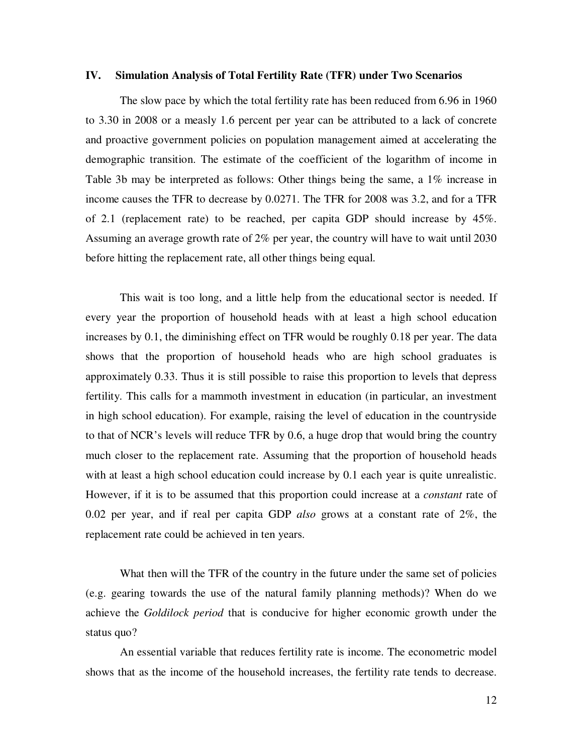## IV. Simulation Analysis of Total Fertility Rate (TFR) under Two Scenarios

The slow pace by which the total fertility rate has been reduced from 6.96 in 1960 to 3.30 in 2008 or a measly 1.6 percent per year can be attributed to a lack of concrete and proactive government policies on population management aimed at accelerating the demographic transition. The estimate of the coefficient of the logarithm of income in Table 3b may be interpreted as follows: Other things being the same, a 1% increase in income causes the TFR to decrease by 0.0271. The TFR for 2008 was 3.2, and for a TFR of 2.1 (replacement rate) to be reached, per capita GDP should increase by 45%. Assuming an average growth rate of 2% per year, the country will have to wait until 2030 before hitting the replacement rate, all other things being equal.

This wait is too long, and a little help from the educational sector is needed. If every year the proportion of household heads with at least a high school education increases by 0.1, the diminishing effect on TFR would be roughly 0.18 per year. The data shows that the proportion of household heads who are high school graduates is approximately 0.33. Thus it is still possible to raise this proportion to levels that depress fertility. This calls for a mammoth investment in education (in particular, an investment in high school education). For example, raising the level of education in the countryside to that of NCR's levels will reduce TFR by 0.6, a huge drop that would bring the country much closer to the replacement rate. Assuming that the proportion of household heads with at least a high school education could increase by 0.1 each year is quite unrealistic. However, if it is to be assumed that this proportion could increase at a *constant* rate of 0.02 per year, and if real per capita GDP *also* grows at a constant rate of 2%, the replacement rate could be achieved in ten years.

What then will the TFR of the country in the future under the same set of policies (e.g. gearing towards the use of the natural family planning methods)? When do we achieve the *Goldilock period* that is conducive for higher economic growth under the status quo?

An essential variable that reduces fertility rate is income. The econometric model shows that as the income of the household increases, the fertility rate tends to decrease.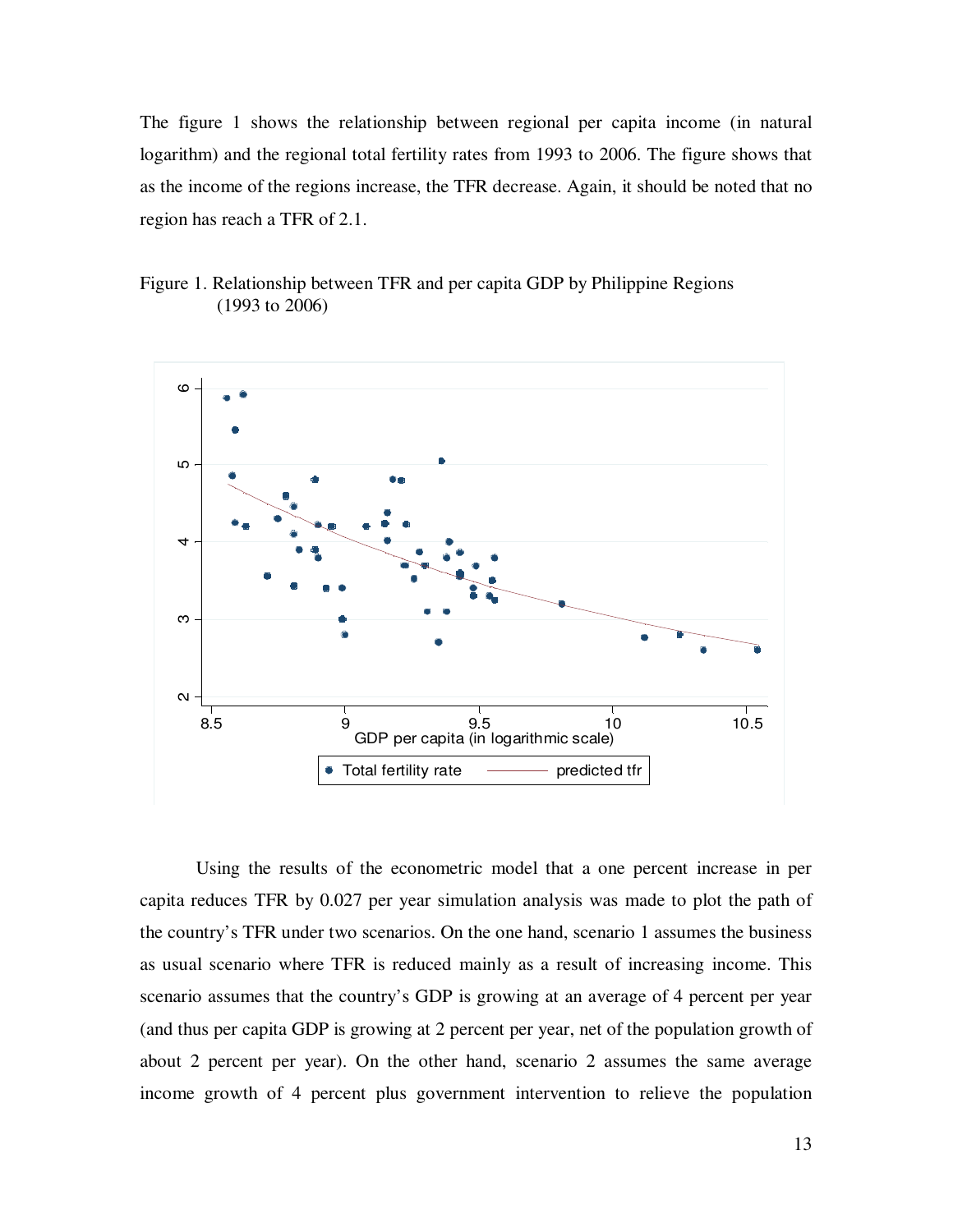The figure 1 shows the relationship between regional per capita income (in natural logarithm) and the regional total fertility rates from 1993 to 2006. The figure shows that as the income of the regions increase, the TFR decrease. Again, it should be noted that no region has reach a TFR of 2.1.

Figure 1. Relationship between TFR and per capita GDP by Philippine Regions (1993 to 2006)

Using the results of the econometric model that a one percent increase in per capita reduces TFR by 0.027 per year simulation analysis was made to plot the path of the country's TFR under two scenarios. On the one hand, scenario 1 assumes the business as usual scenario where TFR is reduced mainly as a result of increasing income. This scenario assumes that the country's GDP is growing at an average of 4 percent per year (and thus per capita GDP is growing at 2 percent per year, net of the population growth of about 2 percent per year). On the other hand, scenario 2 assumes the same average income growth of 4 percent plus government intervention to relieve the population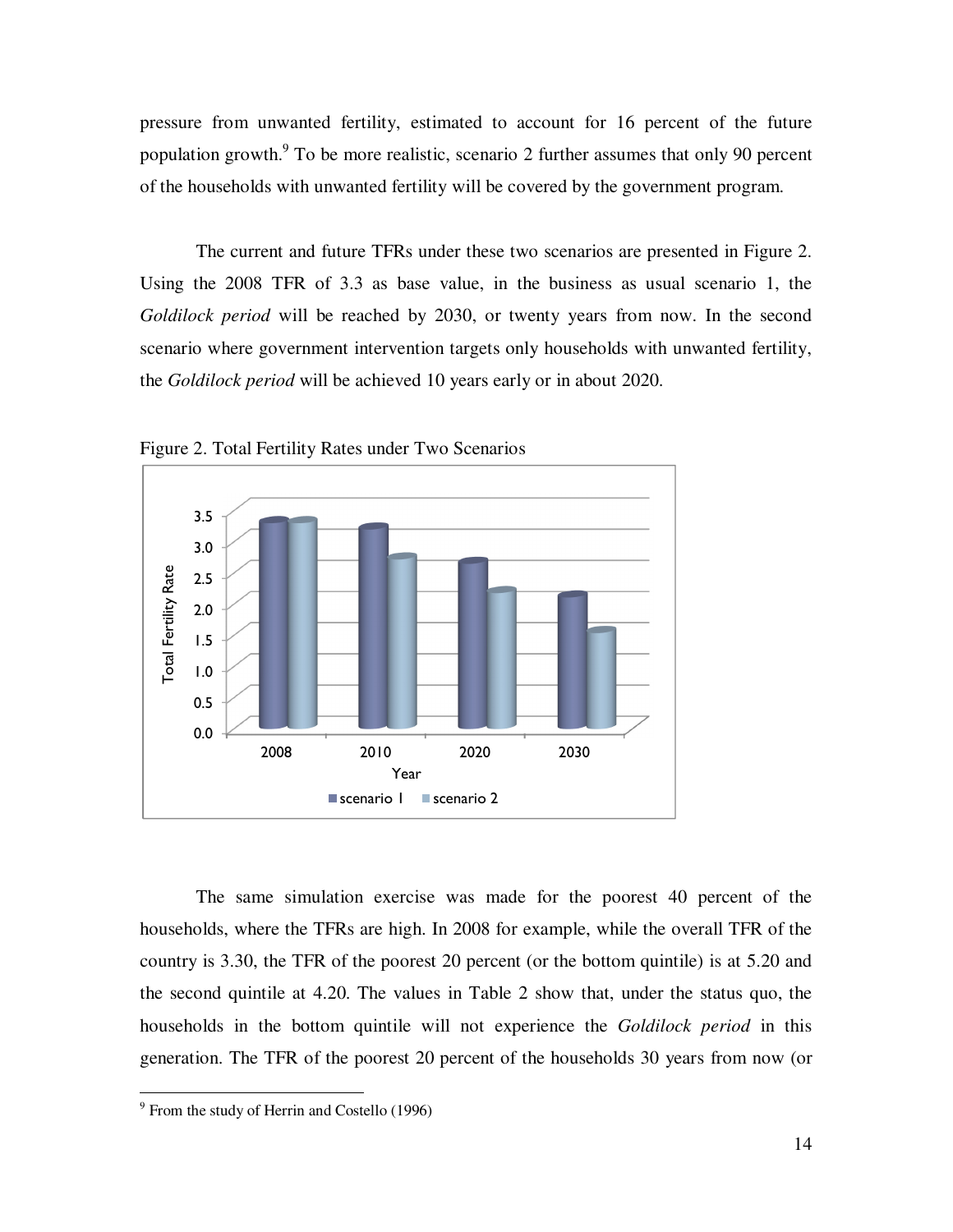pressure from unwanted fertility, estimated to account for 16 percent of the future population growth.[9] To be more realistic, scenario 2 further assumes that only 90 percent of the households with unwanted fertility will be covered by the government program.

The current and future TFRs under these two scenarios are presented in Figure 2. Using the 2008 TFR of 3.3 as base value, in the business as usual scenario 1, the *Goldilock period* will be reached by 2030, or twenty years from now. In the second scenario where government intervention targets only households with unwanted fertility, the *Goldilock period* will be achieved 10 years early or in about 2020.

Figure 2. Total Fertility Rates under Two Scenarios

The same simulation exercise was made for the poorest 40 percent of the households, where the TFRs are high. In 2008 for example, while the overall TFR of the country is 3.30, the TFR of the poorest 20 percent (or the bottom quintile) is at 5.20 and the second quintile at 4.20. The values in Table 2 show that, under the status quo, the households in the bottom quintile will not experience the *Goldilock period* in this generation. The TFR of the poorest 20 percent of the households 30 years from now (or

[9] From the study of Herrin and Costello (1996)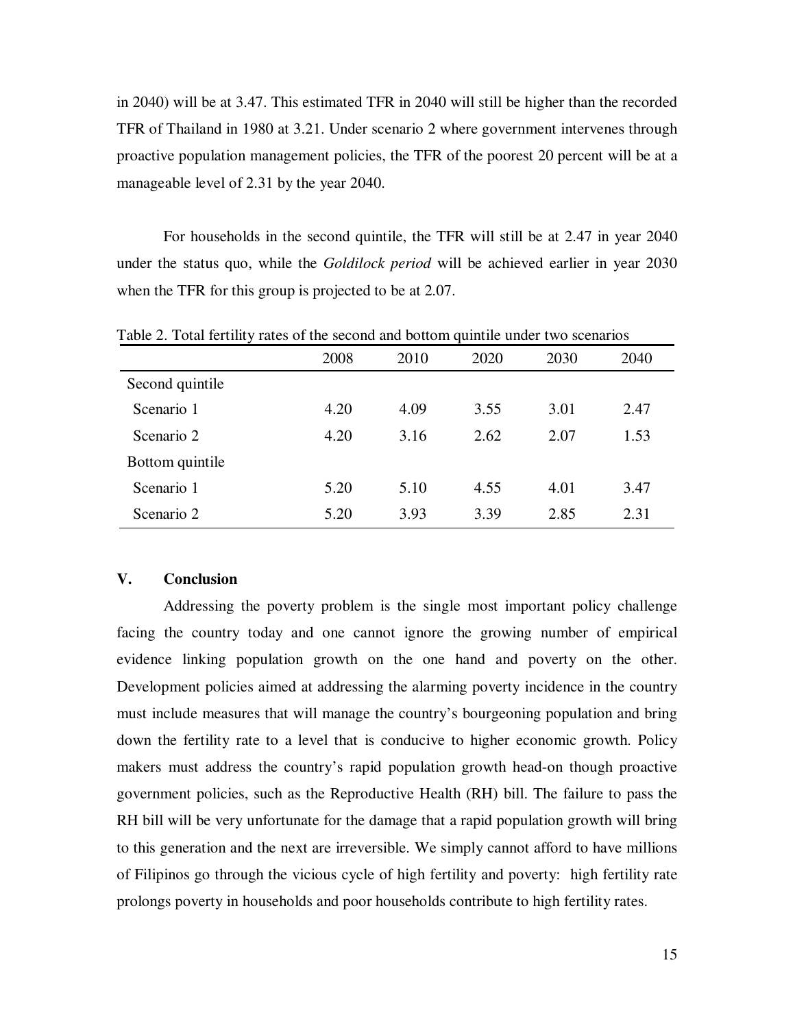in 2040) will be at 3.47. This estimated TFR in 2040 will still be higher than the recorded TFR of Thailand in 1980 at 3.21. Under scenario 2 where government intervenes through proactive population management policies, the TFR of the poorest 20 percent will be at a manageable level of 2.31 by the year 2040.

For households in the second quintile, the TFR will still be at 2.47 in year 2040 under the status quo, while the *Goldilock period* will be achieved earlier in year 2030 when the TFR for this group is projected to be at 2.07.

Table 2. Total fertility rates of the second and bottom quintile under two scenarios

| | 2008 | 2010 | 2020 | 2030 | 2040 |
|---|---|---|---|---|---|
| Second quintile | | | | | |
| Scenario 1 | 4.20 | 4.09 | 3.55 | 3.01 | 2.47 |
| Scenario 2 | 4.20 | 3.16 | 2.62 | 2.07 | 1.53 |
| Bottom quintile | | | | | |
| Scenario 1 | 5.20 | 5.10 | 4.55 | 4.01 | 3.47 |
| Scenario 2 | 5.20 | 3.93 | 3.39 | 2.85 | 2.31 |

## V. Conclusion

Addressing the poverty problem is the single most important policy challenge facing the country today and one cannot ignore the growing number of empirical evidence linking population growth on the one hand and poverty on the other. Development policies aimed at addressing the alarming poverty incidence in the country must include measures that will manage the country's bourgeoning population and bring down the fertility rate to a level that is conducive to higher economic growth. Policy makers must address the country's rapid population growth head-on though proactive government policies, such as the Reproductive Health (RH) bill. The failure to pass the RH bill will be very unfortunate for the damage that a rapid population growth will bring to this generation and the next are irreversible. We simply cannot afford to have millions of Filipinos go through the vicious cycle of high fertility and poverty: high fertility rate prolongs poverty in households and poor households contribute to high fertility rates.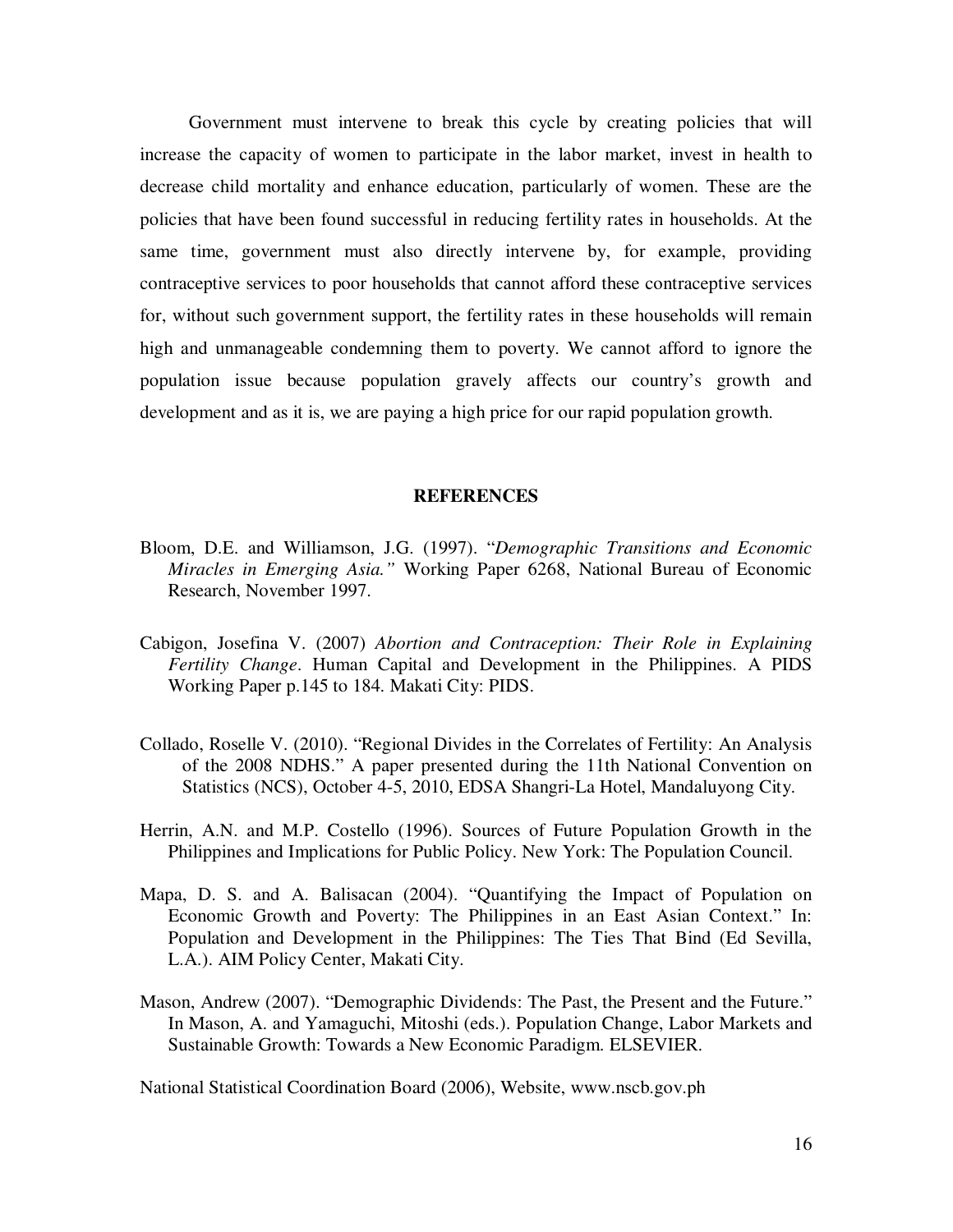Government must intervene to break this cycle by creating policies that will increase the capacity of women to participate in the labor market, invest in health to decrease child mortality and enhance education, particularly of women. These are the policies that have been found successful in reducing fertility rates in households. At the same time, government must also directly intervene by, for example, providing contraceptive services to poor households that cannot afford these contraceptive services for, without such government support, the fertility rates in these households will remain high and unmanageable condemning them to poverty. We cannot afford to ignore the population issue because population gravely affects our country's growth and development and as it is, we are paying a high price for our rapid population growth.

## REFERENCES

Bloom, D.E. and Williamson, J.G. (1997). "*Demographic Transitions and Economic Miracles in Emerging Asia."* Working Paper 6268, National Bureau of Economic Research, November 1997.

Cabigon, Josefina V. (2007) *Abortion and Contraception: Their Role in Explaining Fertility Change*. Human Capital and Development in the Philippines. A PIDS Working Paper p.145 to 184. Makati City: PIDS.

Collado, Roselle V. (2010). "Regional Divides in the Correlates of Fertility: An Analysis of the 2008 NDHS." A paper presented during the 11th National Convention on Statistics (NCS), October 4-5, 2010, EDSA Shangri-La Hotel, Mandaluyong City.

Herrin, A.N. and M.P. Costello (1996). Sources of Future Population Growth in the Philippines and Implications for Public Policy. New York: The Population Council.

Mapa, D. S. and A. Balisacan (2004). "Quantifying the Impact of Population on Economic Growth and Poverty: The Philippines in an East Asian Context." In: Population and Development in the Philippines: The Ties That Bind (Ed Sevilla, L.A.). AIM Policy Center, Makati City.

Mason, Andrew (2007). "Demographic Dividends: The Past, the Present and the Future." In Mason, A. and Yamaguchi, Mitoshi (eds.). Population Change, Labor Markets and Sustainable Growth: Towards a New Economic Paradigm. ELSEVIER.

National Statistical Coordination Board (2006), Website, www.nscb.gov.ph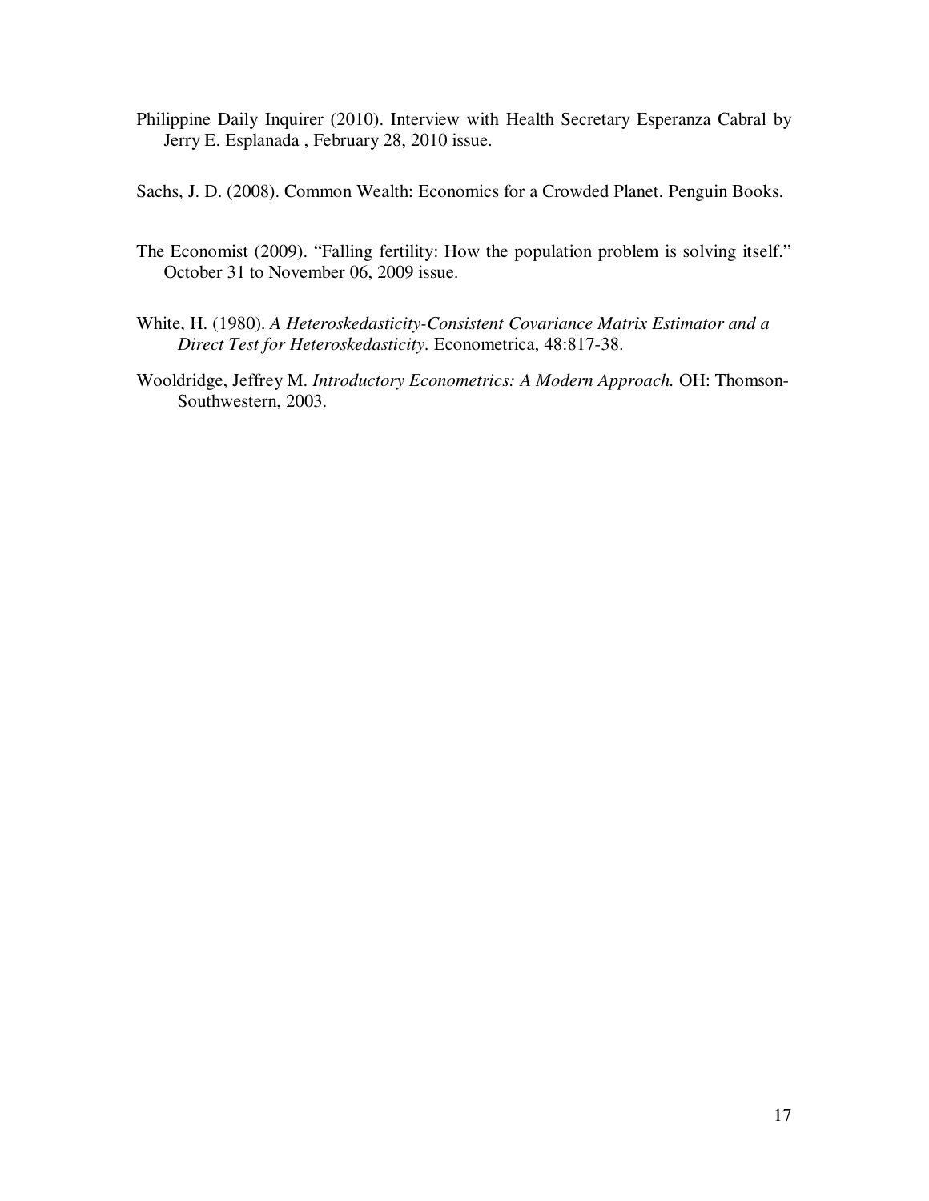Philippine Daily Inquirer (2010). Interview with Health Secretary Esperanza Cabral by Jerry E. Esplanada , February 28, 2010 issue.

Sachs, J. D. (2008). Common Wealth: Economics for a Crowded Planet. Penguin Books.

The Economist (2009). "Falling fertility: How the population problem is solving itself." October 31 to November 06, 2009 issue.

White, H. (1980). *A Heteroskedasticity-Consistent Covariance Matrix Estimator and a Direct Test for Heteroskedasticity*. Econometrica, 48:817-38.

Wooldridge, Jeffrey M. *Introductory Econometrics: A Modern Approach.* OH: Thomson-Southwestern, 2003.